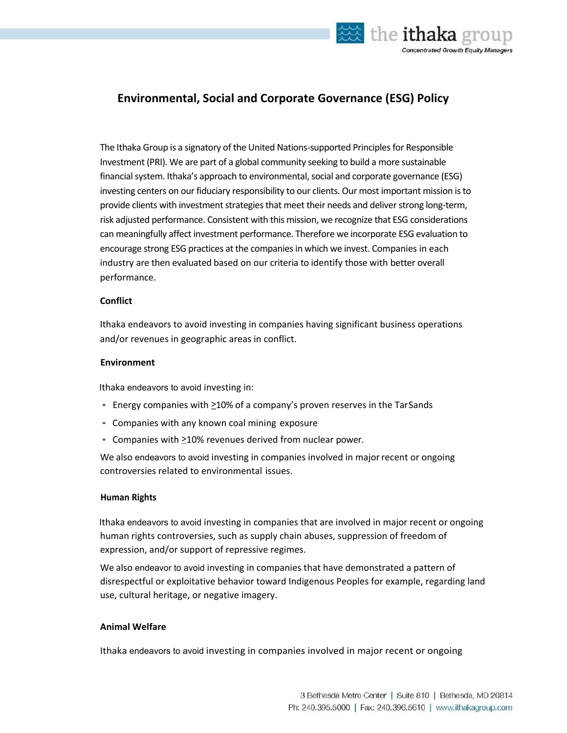# Environmental, Social and Corporate Governance (ESG) Policy

The Ithaka Group is a signatory of the United Nations-supported Principles for Responsible Investment (PRI). We are part of a global community seeking to build a more sustainable financial system. Ithaka's approach to environmental, social and corporate governance (ESG) investing centers on our fiduciary responsibility to our clients. Our most important mission is to provide clients with investment strategies that meet their needs and deliver strong long-term, risk adjusted performance. Consistent with this mission, we recognize that ESG considerations can meaningfully affect investment performance. Therefore we incorporate ESG evaluation to encourage strong ESG practices at the companies in which we invest. Companies in each industry are then evaluated based on our criteria to identify those with better overall performance.

**Conflict**

Ithaka endeavors to avoid investing in companies having significant business operations and/or revenues in geographic areas in conflict.

**Environment**

Ithaka endeavors to avoid investing in:

- Energy companies with ≥10% of a company's proven reserves in the Tar Sands
- Companies with any known coal mining exposure
- Companies with ≥10% revenues derived from nuclear power.

We also endeavors to avoid investing in companies involved in major recent or ongoing controversies related to environmental issues.

**Human Rights**

Ithaka endeavors to avoid investing in companies that are involved in major recent or ongoing human rights controversies, such as supply chain abuses, suppression of freedom of expression, and/or support of repressive regimes.

We also endeavor to avoid investing in companies that have demonstrated a pattern of disrespectful or exploitative behavior toward Indigenous Peoples for example, regarding land use, cultural heritage, or negative imagery.

**Animal Welfare**

Ithaka endeavors to avoid investing in companies involved in major recent or ongoing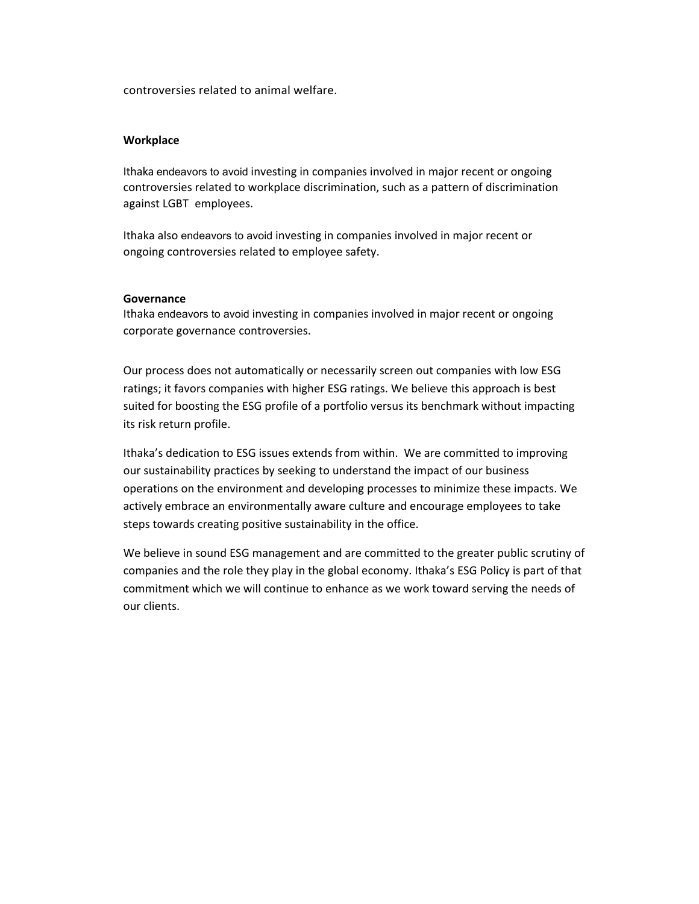controversies related to animal welfare.

**Workplace**

Ithaka endeavors to avoid investing in companies involved in major recent or ongoing controversies related to workplace discrimination, such as a pattern of discrimination against LGBT employees.

Ithaka also endeavors to avoid investing in companies involved in major recent or ongoing controversies related to employee safety.

**Governance**

Ithaka endeavors to avoid investing in companies involved in major recent or ongoing corporate governance controversies.

Our process does not automatically or necessarily screen out companies with low ESG ratings; it favors companies with higher ESG ratings. We believe this approach is best suited for boosting the ESG profile of a portfolio versus its benchmark without impacting its risk return profile.

Ithaka's dedication to ESG issues extends from within. We are committed to improving our sustainability practices by seeking to understand the impact of our business operations on the environment and developing processes to minimize these impacts. We actively embrace an environmentally aware culture and encourage employees to take steps towards creating positive sustainability in the office.

We believe in sound ESG management and are committed to the greater public scrutiny of companies and the role they play in the global economy. Ithaka's ESG Policy is part of that commitment which we will continue to enhance as we work toward serving the needs of our clients.